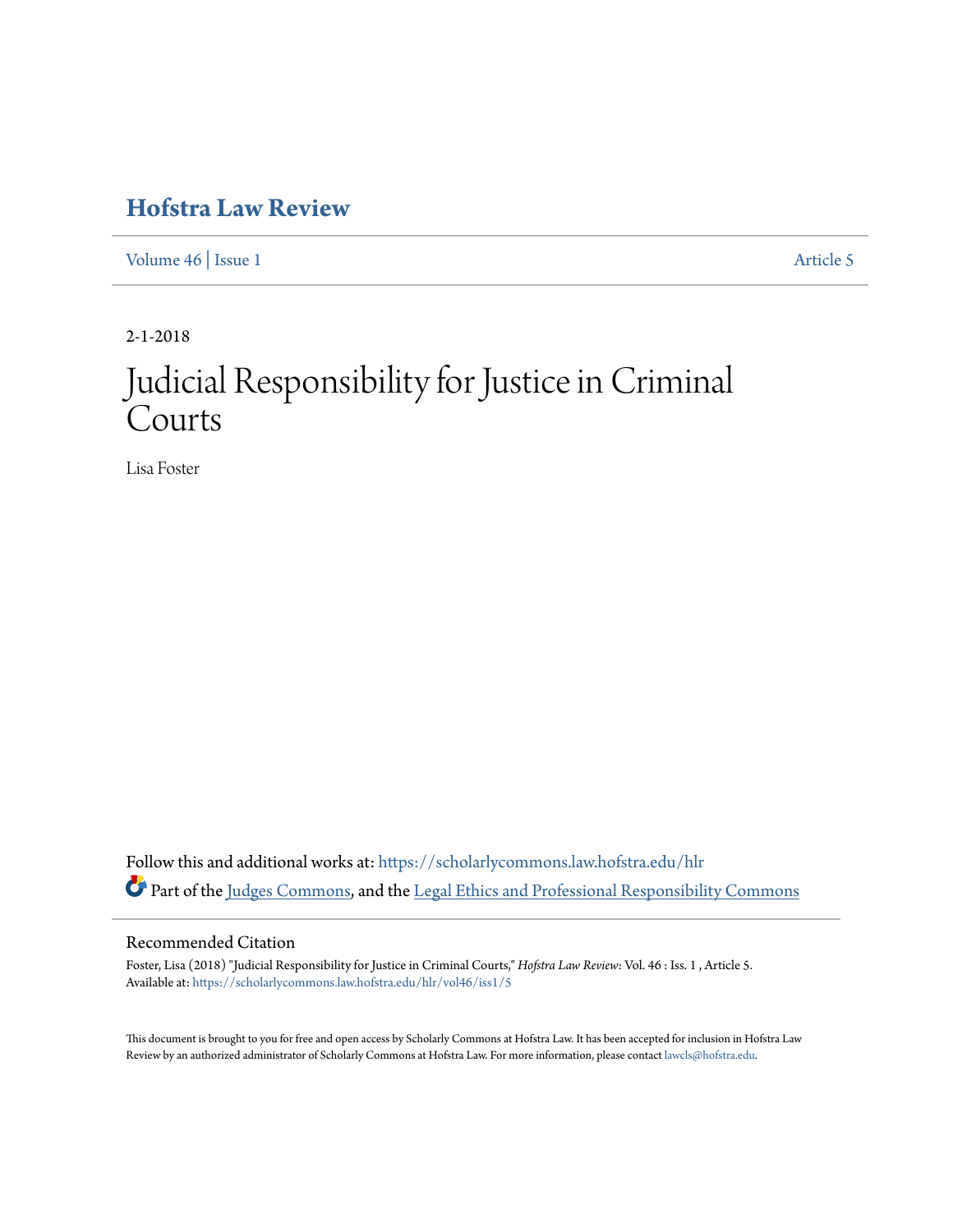# Hofstra Law Review

Volume 46 | Issue 1 Article 5

2-1-2018

# Judicial Responsibility for Justice in Criminal Courts

Lisa Foster

Follow this and additional works at: https://scholarlycommons.law.hofstra.edu/hlr

Part of the Judges Commons, and the Legal Ethics and Professional Responsibility Commons

## Recommended Citation

Foster, Lisa (2018) "Judicial Responsibility for Justice in Criminal Courts," *Hofstra Law Review*: Vol. 46 : Iss. 1 , Article 5.
Available at: https://scholarlycommons.law.hofstra.edu/hlr/vol46/iss1/5

This document is brought to you for free and open access by Scholarly Commons at Hofstra Law. It has been accepted for inclusion in Hofstra Law Review by an authorized administrator of Scholarly Commons at Hofstra Law. For more information, please contact lawcls@hofstra.edu.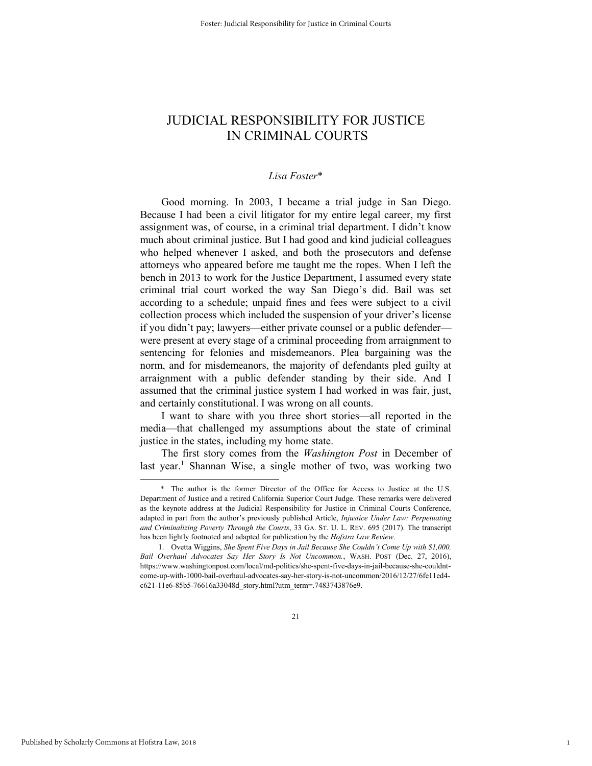# JUDICIAL RESPONSIBILITY FOR JUSTICE IN CRIMINAL COURTS

*Lisa Foster**

Good morning. In 2003, I became a trial judge in San Diego. Because I had been a civil litigator for my entire legal career, my first assignment was, of course, in a criminal trial department. I didn't know much about criminal justice. But I had good and kind judicial colleagues who helped whenever I asked, and both the prosecutors and defense attorneys who appeared before me taught me the ropes. When I left the bench in 2013 to work for the Justice Department, I assumed every state criminal trial court worked the way San Diego's did. Bail was set according to a schedule; unpaid fines and fees were subject to a civil collection process which included the suspension of your driver's license if you didn't pay; lawyers—either private counsel or a public defender—were present at every stage of a criminal proceeding from arraignment to sentencing for felonies and misdemeanors. Plea bargaining was the norm, and for misdemeanors, the majority of defendants pled guilty at arraignment with a public defender standing by their side. And I assumed that the criminal justice system I had worked in was fair, just, and certainly constitutional. I was wrong on all counts.

I want to share with you three short stories—all reported in the media—that challenged my assumptions about the state of criminal justice in the states, including my home state.

The first story comes from the *Washington Post* in December of last year.[1] Shannan Wise, a single mother of two, was working two

---

\* The author is the former Director of the Office for Access to Justice at the U.S. Department of Justice and a retired California Superior Court Judge. These remarks were delivered as the keynote address at the Judicial Responsibility for Justice in Criminal Courts Conference, adapted in part from the author's previously published Article, *Injustice Under Law: Perpetuating and Criminalizing Poverty Through the Courts*, 33 GA. ST. U. L. REV. 695 (2017). The transcript has been lightly footnoted and adapted for publication by the *Hofstra Law Review*.

1. Ovetta Wiggins, *She Spent Five Days in Jail Because She Couldn't Come Up with $1,000. Bail Overhaul Advocates Say Her Story Is Not Uncommon.*, WASH. POST (Dec. 27, 2016), https://www.washingtonpost.com/local/md-politics/she-spent-five-days-in-jail-because-she-couldnt-come-up-with-1000-bail-overhaul-advocates-say-her-story-is-not-uncommon/2016/12/27/6fe11ed4-c621-11e6-85b5-76616a33048d_story.html?utm_term=.7483743876e9.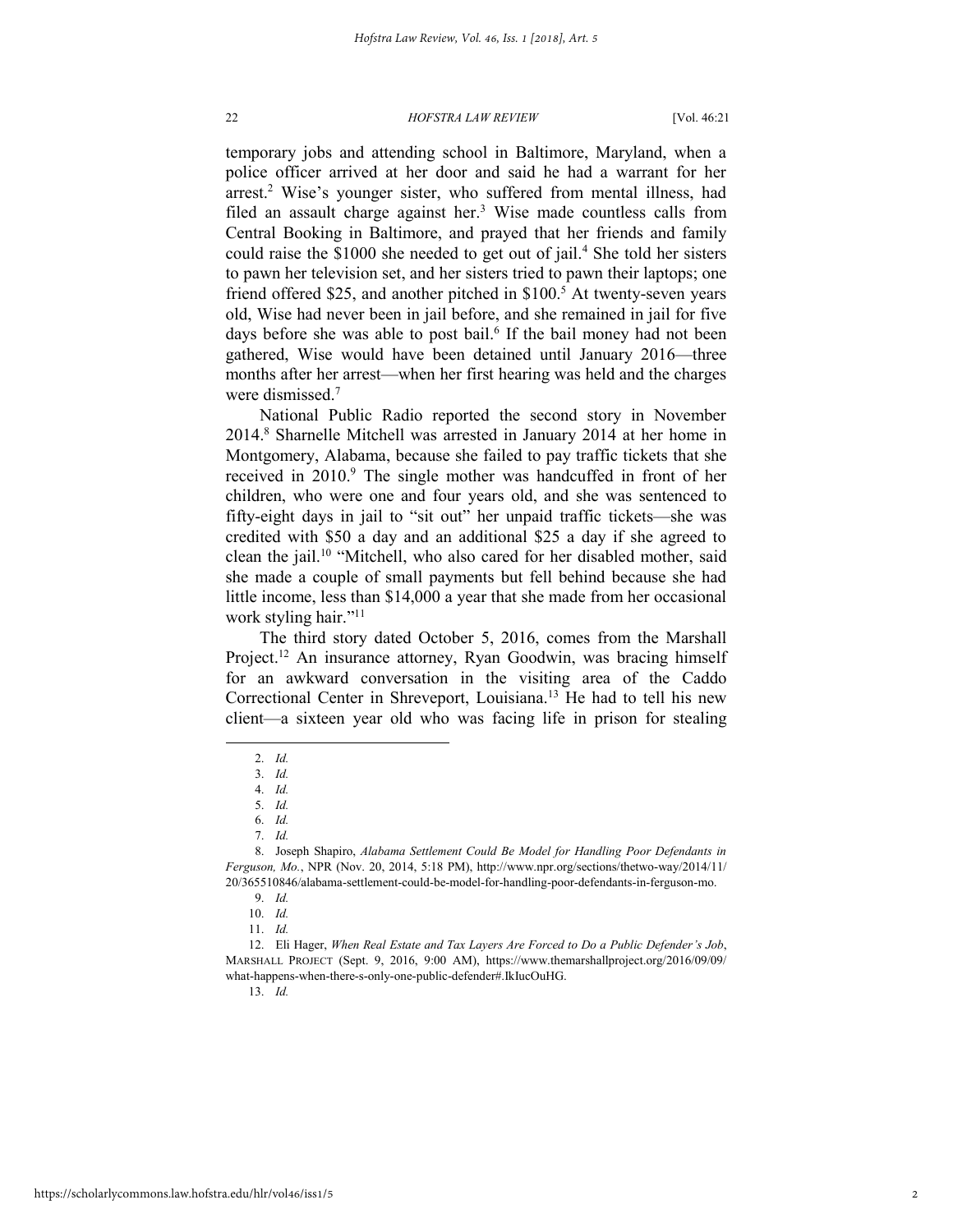temporary jobs and attending school in Baltimore, Maryland, when a police officer arrived at her door and said he had a warrant for her arrest.[2] Wise's younger sister, who suffered from mental illness, had filed an assault charge against her.[3] Wise made countless calls from Central Booking in Baltimore, and prayed that her friends and family could raise the $1000 she needed to get out of jail.[4] She told her sisters to pawn her television set, and her sisters tried to pawn their laptops; one friend offered $25, and another pitched in $100.[5] At twenty-seven years old, Wise had never been in jail before, and she remained in jail for five days before she was able to post bail.[6] If the bail money had not been gathered, Wise would have been detained until January 2016—three months after her arrest—when her first hearing was held and the charges were dismissed.[7]

National Public Radio reported the second story in November 2014.[8] Sharnelle Mitchell was arrested in January 2014 at her home in Montgomery, Alabama, because she failed to pay traffic tickets that she received in 2010.[9] The single mother was handcuffed in front of her children, who were one and four years old, and she was sentenced to fifty-eight days in jail to "sit out" her unpaid traffic tickets—she was credited with $50 a day and an additional $25 a day if she agreed to clean the jail.[10] "Mitchell, who also cared for her disabled mother, said she made a couple of small payments but fell behind because she had little income, less than $14,000 a year that she made from her occasional work styling hair."[11]

The third story dated October 5, 2016, comes from the Marshall Project.[12] An insurance attorney, Ryan Goodwin, was bracing himself for an awkward conversation in the visiting area of the Caddo Correctional Center in Shreveport, Louisiana.[13] He had to tell his new client—a sixteen year old who was facing life in prison for stealing

---

2. *Id.*
3. *Id.*
4. *Id.*
5. *Id.*
6. *Id.*
7. *Id.*
8. Joseph Shapiro, *Alabama Settlement Could Be Model for Handling Poor Defendants in Ferguson, Mo.*, NPR (Nov. 20, 2014, 5:18 PM), http://www.npr.org/sections/thetwo-way/2014/11/20/365510846/alabama-settlement-could-be-model-for-handling-poor-defendants-in-ferguson-mo.
9. *Id.*
10. *Id.*
11. *Id.*
12. Eli Hager, *When Real Estate and Tax Layers Are Forced to Do a Public Defender's Job*, MARSHALL PROJECT (Sept. 9, 2016, 9:00 AM), https://www.themarshallproject.org/2016/09/09/what-happens-when-there-s-only-one-public-defender#.IkIucOuHG.
13. *Id.*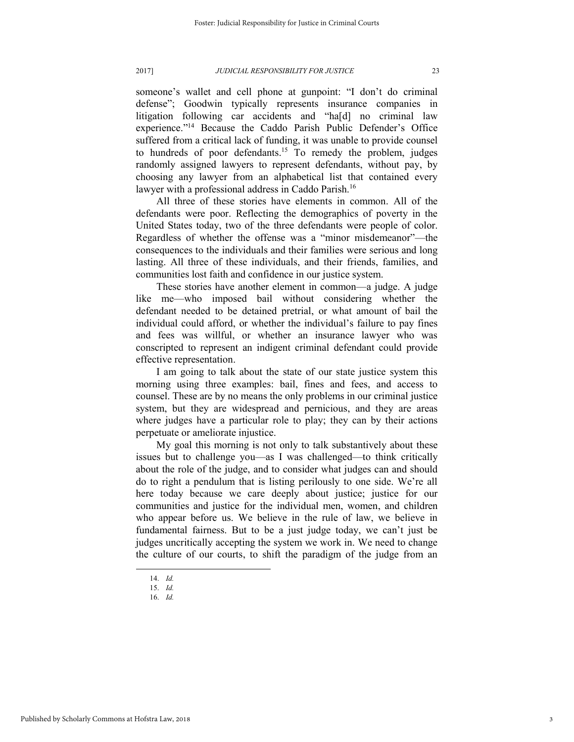someone's wallet and cell phone at gunpoint: "I don't do criminal defense"; Goodwin typically represents insurance companies in litigation following car accidents and "ha[d] no criminal law experience."[14] Because the Caddo Parish Public Defender's Office suffered from a critical lack of funding, it was unable to provide counsel to hundreds of poor defendants.[15] To remedy the problem, judges randomly assigned lawyers to represent defendants, without pay, by choosing any lawyer from an alphabetical list that contained every lawyer with a professional address in Caddo Parish.[16]

All three of these stories have elements in common. All of the defendants were poor. Reflecting the demographics of poverty in the United States today, two of the three defendants were people of color. Regardless of whether the offense was a "minor misdemeanor"—the consequences to the individuals and their families were serious and long lasting. All three of these individuals, and their friends, families, and communities lost faith and confidence in our justice system.

These stories have another element in common—a judge. A judge like me—who imposed bail without considering whether the defendant needed to be detained pretrial, or what amount of bail the individual could afford, or whether the individual's failure to pay fines and fees was willful, or whether an insurance lawyer who was conscripted to represent an indigent criminal defendant could provide effective representation.

I am going to talk about the state of our state justice system this morning using three examples: bail, fines and fees, and access to counsel. These are by no means the only problems in our criminal justice system, but they are widespread and pernicious, and they are areas where judges have a particular role to play; they can by their actions perpetuate or ameliorate injustice.

My goal this morning is not only to talk substantively about these issues but to challenge you—as I was challenged—to think critically about the role of the judge, and to consider what judges can and should do to right a pendulum that is listing perilously to one side. We're all here today because we care deeply about justice; justice for our communities and justice for the individual men, women, and children who appear before us. We believe in the rule of law, we believe in fundamental fairness. But to be a just judge today, we can't just be judges uncritically accepting the system we work in. We need to change the culture of our courts, to shift the paradigm of the judge from an

14. *Id.*

15. *Id.*

16. *Id.*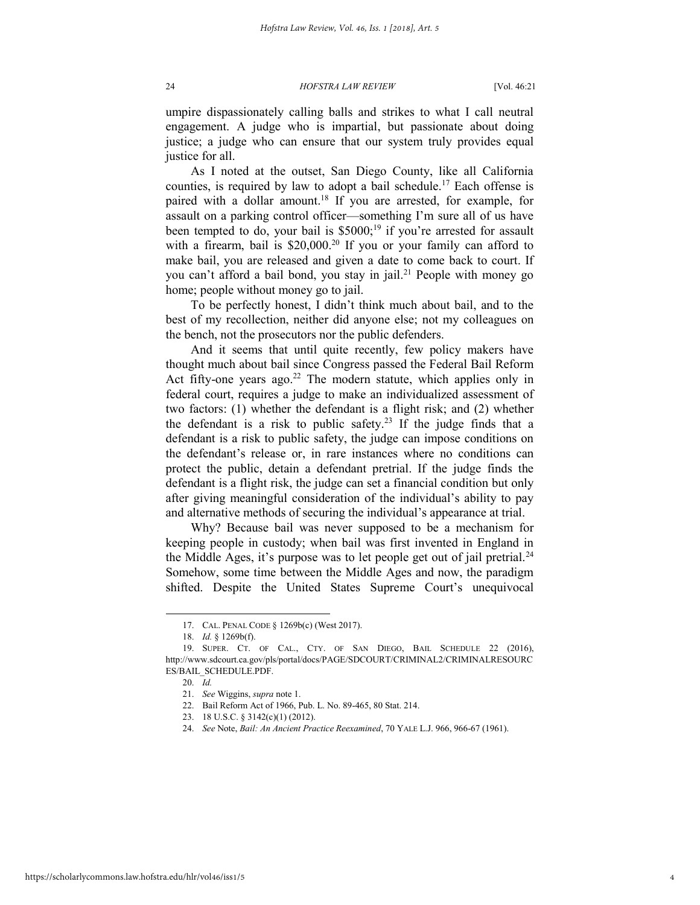umpire dispassionately calling balls and strikes to what I call neutral engagement. A judge who is impartial, but passionate about doing justice; a judge who can ensure that our system truly provides equal justice for all.

As I noted at the outset, San Diego County, like all California counties, is required by law to adopt a bail schedule.[17] Each offense is paired with a dollar amount.[18] If you are arrested, for example, for assault on a parking control officer—something I'm sure all of us have been tempted to do, your bail is $5000;[19] if you're arrested for assault with a firearm, bail is $20,000.[20] If you or your family can afford to make bail, you are released and given a date to come back to court. If you can't afford a bail bond, you stay in jail.[21] People with money go home; people without money go to jail.

To be perfectly honest, I didn't think much about bail, and to the best of my recollection, neither did anyone else; not my colleagues on the bench, not the prosecutors nor the public defenders.

And it seems that until quite recently, few policy makers have thought much about bail since Congress passed the Federal Bail Reform Act fifty-one years ago.[22] The modern statute, which applies only in federal court, requires a judge to make an individualized assessment of two factors: (1) whether the defendant is a flight risk; and (2) whether the defendant is a risk to public safety.[23] If the judge finds that a defendant is a risk to public safety, the judge can impose conditions on the defendant's release or, in rare instances where no conditions can protect the public, detain a defendant pretrial. If the judge finds the defendant is a flight risk, the judge can set a financial condition but only after giving meaningful consideration of the individual's ability to pay and alternative methods of securing the individual's appearance at trial.

Why? Because bail was never supposed to be a mechanism for keeping people in custody; when bail was first invented in England in the Middle Ages, it's purpose was to let people get out of jail pretrial.[24] Somehow, some time between the Middle Ages and now, the paradigm shifted. Despite the United States Supreme Court's unequivocal

---

17. CAL. PENAL CODE § 1269b(c) (West 2017).

18. *Id.* § 1269b(f).

19. SUPER. CT. OF CAL., CTY. OF SAN DIEGO, BAIL SCHEDULE 22 (2016), http://www.sdcourt.ca.gov/pls/portal/docs/PAGE/SDCOURT/CRIMINAL2/CRIMINALRESOURCES/BAIL_SCHEDULE.PDF.

20. *Id.*

21. *See* Wiggins, *supra* note 1.

22. Bail Reform Act of 1966, Pub. L. No. 89-465, 80 Stat. 214.

23. 18 U.S.C. § 3142(c)(1) (2012).

24. *See* Note, *Bail: An Ancient Practice Reexamined*, 70 YALE L.J. 966, 966-67 (1961).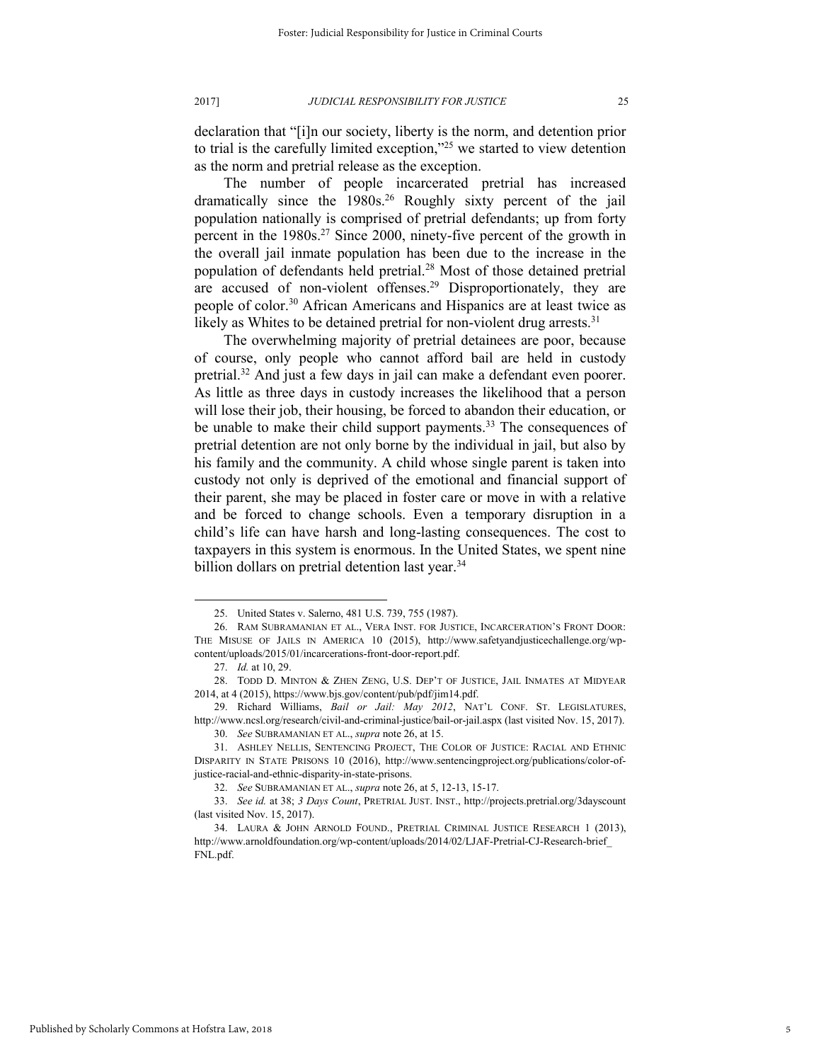declaration that "[i]n our society, liberty is the norm, and detention prior to trial is the carefully limited exception,"[25] we started to view detention as the norm and pretrial release as the exception.

The number of people incarcerated pretrial has increased dramatically since the 1980s.[26] Roughly sixty percent of the jail population nationally is comprised of pretrial defendants; up from forty percent in the 1980s.[27] Since 2000, ninety-five percent of the growth in the overall jail inmate population has been due to the increase in the population of defendants held pretrial.[28] Most of those detained pretrial are accused of non-violent offenses.[29] Disproportionately, they are people of color.[30] African Americans and Hispanics are at least twice as likely as Whites to be detained pretrial for non-violent drug arrests.[31]

The overwhelming majority of pretrial detainees are poor, because of course, only people who cannot afford bail are held in custody pretrial.[32] And just a few days in jail can make a defendant even poorer. As little as three days in custody increases the likelihood that a person will lose their job, their housing, be forced to abandon their education, or be unable to make their child support payments.[33] The consequences of pretrial detention are not only borne by the individual in jail, but also by his family and the community. A child whose single parent is taken into custody not only is deprived of the emotional and financial support of their parent, she may be placed in foster care or move in with a relative and be forced to change schools. Even a temporary disruption in a child's life can have harsh and long-lasting consequences. The cost to taxpayers in this system is enormous. In the United States, we spent nine billion dollars on pretrial detention last year.[34]

---

25. United States v. Salerno, 481 U.S. 739, 755 (1987).

26. RAM SUBRAMANIAN ET AL., VERA INST. FOR JUSTICE, INCARCERATION'S FRONT DOOR: THE MISUSE OF JAILS IN AMERICA 10 (2015), http://www.safetyandjusticechallenge.org/wp-content/uploads/2015/01/incarcerations-front-door-report.pdf.

27. *Id.* at 10, 29.

28. TODD D. MINTON & ZHEN ZENG, U.S. DEP'T OF JUSTICE, JAIL INMATES AT MIDYEAR 2014, at 4 (2015), https://www.bjs.gov/content/pub/pdf/jim14.pdf.

29. Richard Williams, *Bail or Jail: May 2012*, NAT'L CONF. ST. LEGISLATURES, http://www.ncsl.org/research/civil-and-criminal-justice/bail-or-jail.aspx (last visited Nov. 15, 2017).

30. *See* SUBRAMANIAN ET AL., *supra* note 26, at 15.

31. ASHLEY NELLIS, SENTENCING PROJECT, THE COLOR OF JUSTICE: RACIAL AND ETHNIC DISPARITY IN STATE PRISONS 10 (2016), http://www.sentencingproject.org/publications/color-of-justice-racial-and-ethnic-disparity-in-state-prisons.

32. *See* SUBRAMANIAN ET AL., *supra* note 26, at 5, 12-13, 15-17.

33. *See id.* at 38; *3 Days Count*, PRETRIAL JUST. INST., http://projects.pretrial.org/3dayscount (last visited Nov. 15, 2017).

34. LAURA & JOHN ARNOLD FOUND., PRETRIAL CRIMINAL JUSTICE RESEARCH 1 (2013), http://www.arnoldfoundation.org/wp-content/uploads/2014/02/LJAF-Pretrial-CJ-Research-brief_FNL.pdf.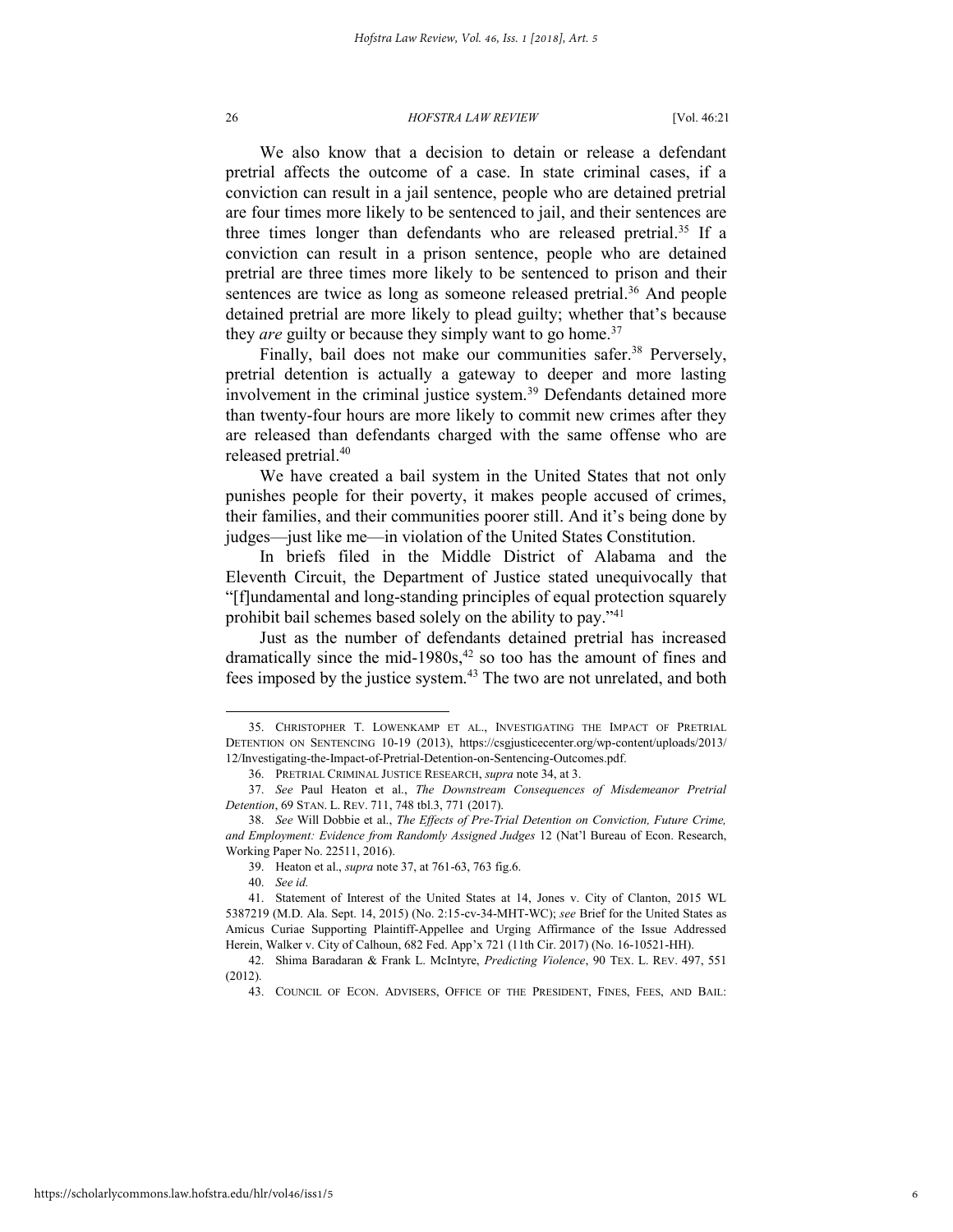We also know that a decision to detain or release a defendant pretrial affects the outcome of a case. In state criminal cases, if a conviction can result in a jail sentence, people who are detained pretrial are four times more likely to be sentenced to jail, and their sentences are three times longer than defendants who are released pretrial.[35] If a conviction can result in a prison sentence, people who are detained pretrial are three times more likely to be sentenced to prison and their sentences are twice as long as someone released pretrial.[36] And people detained pretrial are more likely to plead guilty; whether that's because they *are* guilty or because they simply want to go home.[37]

Finally, bail does not make our communities safer.[38] Perversely, pretrial detention is actually a gateway to deeper and more lasting involvement in the criminal justice system.[39] Defendants detained more than twenty-four hours are more likely to commit new crimes after they are released than defendants charged with the same offense who are released pretrial.[40]

We have created a bail system in the United States that not only punishes people for their poverty, it makes people accused of crimes, their families, and their communities poorer still. And it's being done by judges—just like me—in violation of the United States Constitution.

In briefs filed in the Middle District of Alabama and the Eleventh Circuit, the Department of Justice stated unequivocally that "[f]undamental and long-standing principles of equal protection squarely prohibit bail schemes based solely on the ability to pay."[41]

Just as the number of defendants detained pretrial has increased dramatically since the mid-1980s,[42] so too has the amount of fines and fees imposed by the justice system.[43] The two are not unrelated, and both

---

35. CHRISTOPHER T. LOWENKAMP ET AL., INVESTIGATING THE IMPACT OF PRETRIAL DETENTION ON SENTENCING 10-19 (2013), https://csgjusticecenter.org/wp-content/uploads/2013/12/Investigating-the-Impact-of-Pretrial-Detention-on-Sentencing-Outcomes.pdf.

36. PRETRIAL CRIMINAL JUSTICE RESEARCH, *supra* note 34, at 3.

37. *See* Paul Heaton et al., *The Downstream Consequences of Misdemeanor Pretrial Detention*, 69 STAN. L. REV. 711, 748 tbl.3, 771 (2017).

38. *See* Will Dobbie et al., *The Effects of Pre-Trial Detention on Conviction, Future Crime, and Employment: Evidence from Randomly Assigned Judges* 12 (Nat'l Bureau of Econ. Research, Working Paper No. 22511, 2016).

39. Heaton et al., *supra* note 37, at 761-63, 763 fig.6.

40. *See id.*

41. Statement of Interest of the United States at 14, Jones v. City of Clanton, 2015 WL 5387219 (M.D. Ala. Sept. 14, 2015) (No. 2:15-cv-34-MHT-WC); *see* Brief for the United States as Amicus Curiae Supporting Plaintiff-Appellee and Urging Affirmance of the Issue Addressed Herein, Walker v. City of Calhoun, 682 Fed. App'x 721 (11th Cir. 2017) (No. 16-10521-HH).

42. Shima Baradaran & Frank L. McIntyre, *Predicting Violence*, 90 TEX. L. REV. 497, 551 (2012).

43. COUNCIL OF ECON. ADVISERS, OFFICE OF THE PRESIDENT, FINES, FEES, AND BAIL: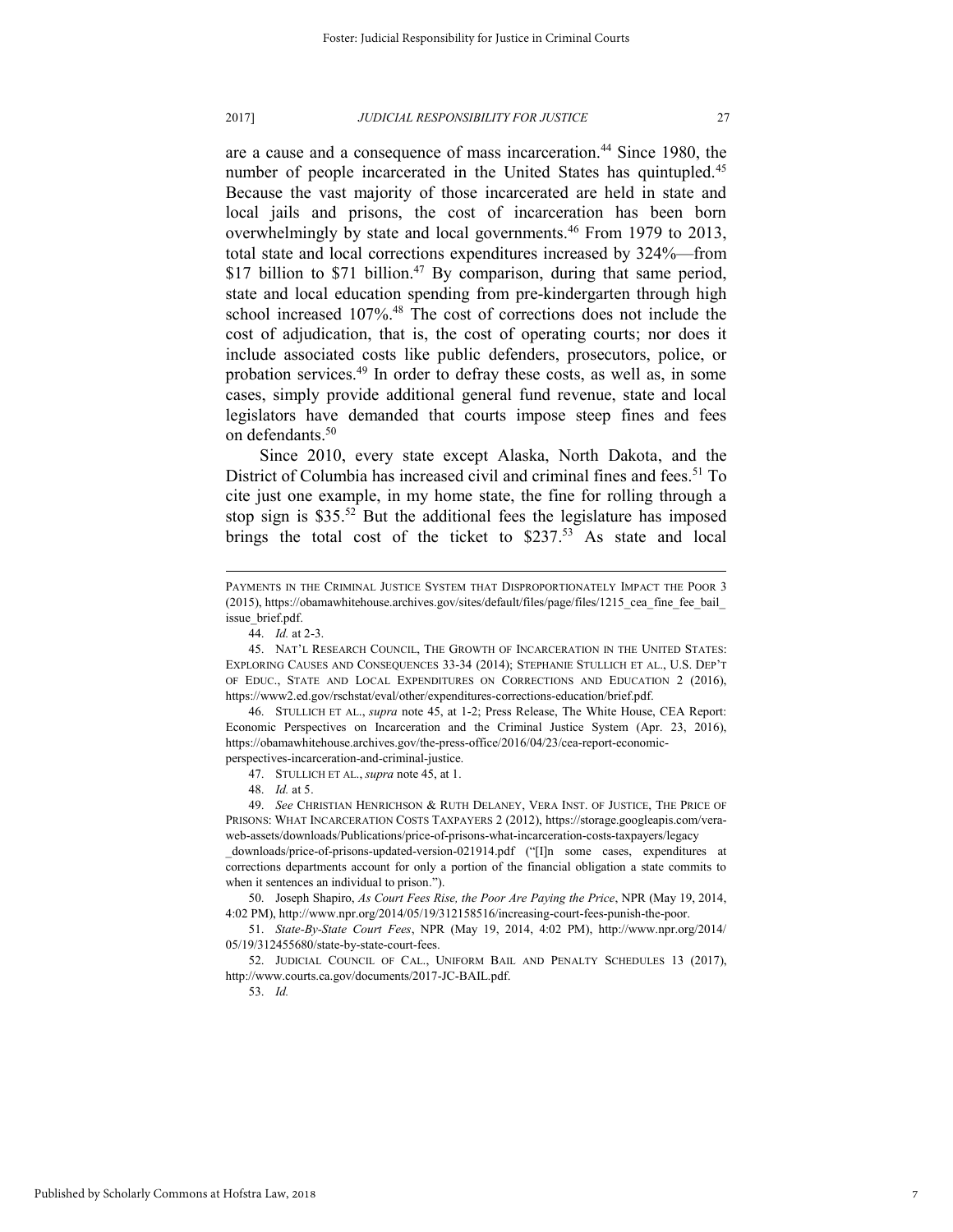are a cause and a consequence of mass incarceration.[44] Since 1980, the number of people incarcerated in the United States has quintupled.[45] Because the vast majority of those incarcerated are held in state and local jails and prisons, the cost of incarceration has been born overwhelmingly by state and local governments.[46] From 1979 to 2013, total state and local corrections expenditures increased by 324%—from $17 billion to $71 billion.[47] By comparison, during that same period, state and local education spending from pre-kindergarten through high school increased 107%.[48] The cost of corrections does not include the cost of adjudication, that is, the cost of operating courts; nor does it include associated costs like public defenders, prosecutors, police, or probation services.[49] In order to defray these costs, as well as, in some cases, simply provide additional general fund revenue, state and local legislators have demanded that courts impose steep fines and fees on defendants.[50]

Since 2010, every state except Alaska, North Dakota, and the District of Columbia has increased civil and criminal fines and fees.[51] To cite just one example, in my home state, the fine for rolling through a stop sign is $35.[52] But the additional fees the legislature has imposed brings the total cost of the ticket to $237.[53] As state and local

---

PAYMENTS IN THE CRIMINAL JUSTICE SYSTEM THAT DISPROPORTIONATELY IMPACT THE POOR 3 (2015), https://obamawhitehouse.archives.gov/sites/default/files/page/files/1215_cea_fine_fee_bail_issue_brief.pdf.

44. *Id.* at 2-3.

45. NAT'L RESEARCH COUNCIL, THE GROWTH OF INCARCERATION IN THE UNITED STATES: EXPLORING CAUSES AND CONSEQUENCES 33-34 (2014); STEPHANIE STULLICH ET AL., U.S. DEP'T OF EDUC., STATE AND LOCAL EXPENDITURES ON CORRECTIONS AND EDUCATION 2 (2016), https://www2.ed.gov/rschstat/eval/other/expenditures-corrections-education/brief.pdf.

46. STULLICH ET AL., *supra* note 45, at 1-2; Press Release, The White House, CEA Report: Economic Perspectives on Incarceration and the Criminal Justice System (Apr. 23, 2016), https://obamawhitehouse.archives.gov/the-press-office/2016/04/23/cea-report-economic-perspectives-incarceration-and-criminal-justice.

47. STULLICH ET AL., *supra* note 45, at 1.

48. *Id.* at 5.

49. *See* CHRISTIAN HENRICHSON & RUTH DELANEY, VERA INST. OF JUSTICE, THE PRICE OF PRISONS: WHAT INCARCERATION COSTS TAXPAYERS 2 (2012), https://storage.googleapis.com/vera-web-assets/downloads/Publications/price-of-prisons-what-incarceration-costs-taxpayers/legacy_downloads/price-of-prisons-updated-version-021914.pdf ("[I]n some cases, expenditures at corrections departments account for only a portion of the financial obligation a state commits to when it sentences an individual to prison.").

50. Joseph Shapiro, *As Court Fees Rise, the Poor Are Paying the Price*, NPR (May 19, 2014, 4:02 PM), http://www.npr.org/2014/05/19/312158516/increasing-court-fees-punish-the-poor.

51. *State-By-State Court Fees*, NPR (May 19, 2014, 4:02 PM), http://www.npr.org/2014/05/19/312455680/state-by-state-court-fees.

52. JUDICIAL COUNCIL OF CAL., UNIFORM BAIL AND PENALTY SCHEDULES 13 (2017), http://www.courts.ca.gov/documents/2017-JC-BAIL.pdf.

53. *Id.*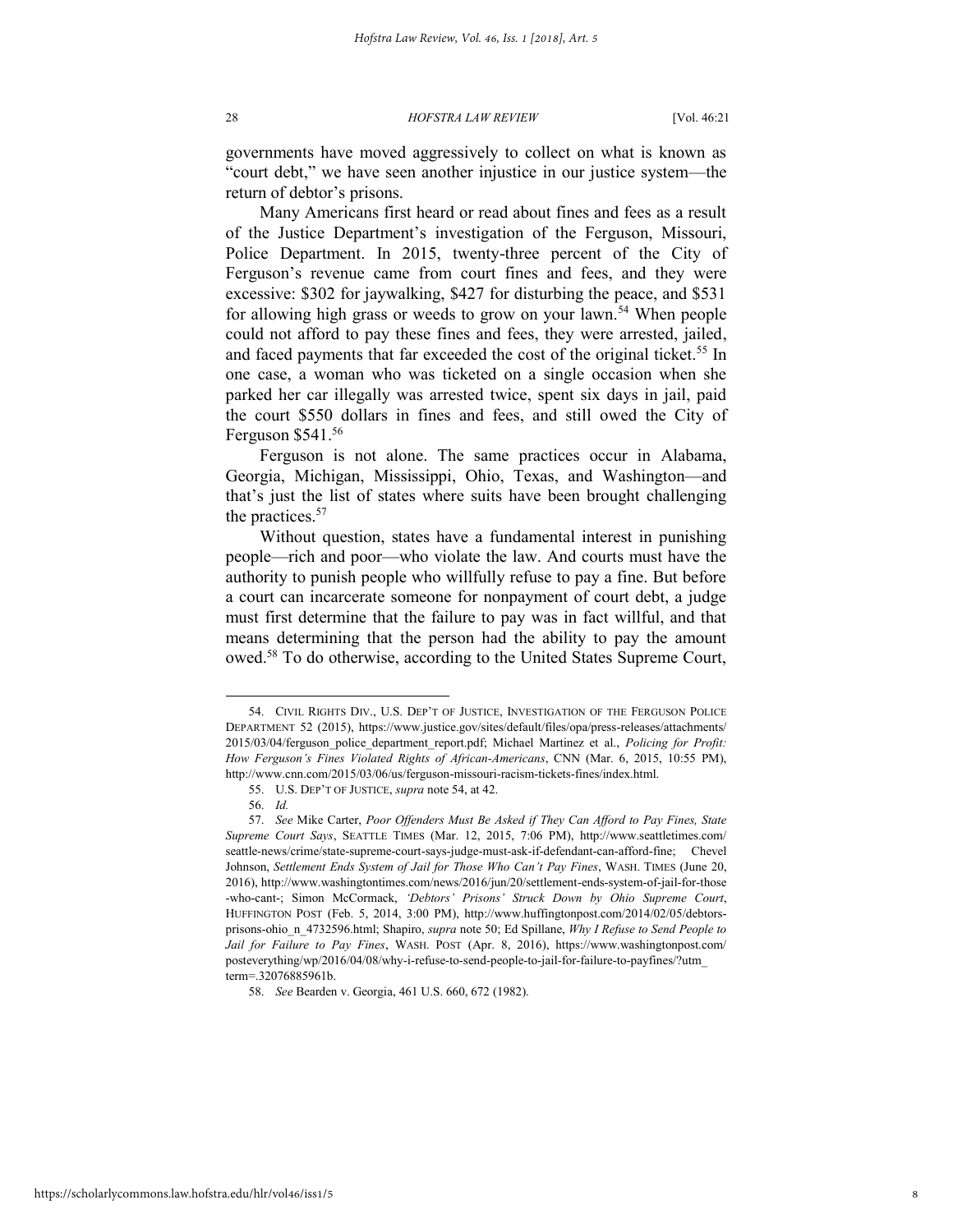governments have moved aggressively to collect on what is known as "court debt," we have seen another injustice in our justice system—the return of debtor's prisons.

Many Americans first heard or read about fines and fees as a result of the Justice Department's investigation of the Ferguson, Missouri, Police Department. In 2015, twenty-three percent of the City of Ferguson's revenue came from court fines and fees, and they were excessive: $302 for jaywalking, $427 for disturbing the peace, and $531 for allowing high grass or weeds to grow on your lawn.[54] When people could not afford to pay these fines and fees, they were arrested, jailed, and faced payments that far exceeded the cost of the original ticket.[55] In one case, a woman who was ticketed on a single occasion when she parked her car illegally was arrested twice, spent six days in jail, paid the court $550 dollars in fines and fees, and still owed the City of Ferguson $541.[56]

Ferguson is not alone. The same practices occur in Alabama, Georgia, Michigan, Mississippi, Ohio, Texas, and Washington—and that's just the list of states where suits have been brought challenging the practices.[57]

Without question, states have a fundamental interest in punishing people—rich and poor—who violate the law. And courts must have the authority to punish people who willfully refuse to pay a fine. But before a court can incarcerate someone for nonpayment of court debt, a judge must first determine that the failure to pay was in fact willful, and that means determining that the person had the ability to pay the amount owed.[58] To do otherwise, according to the United States Supreme Court,

---

54. CIVIL RIGHTS DIV., U.S. DEP'T OF JUSTICE, INVESTIGATION OF THE FERGUSON POLICE DEPARTMENT 52 (2015), https://www.justice.gov/sites/default/files/opa/press-releases/attachments/2015/03/04/ferguson_police_department_report.pdf; Michael Martinez et al., *Policing for Profit: How Ferguson's Fines Violated Rights of African-Americans*, CNN (Mar. 6, 2015, 10:55 PM), http://www.cnn.com/2015/03/06/us/ferguson-missouri-racism-tickets-fines/index.html.

55. U.S. DEP'T OF JUSTICE, *supra* note 54, at 42.

56. *Id.*

57. *See* Mike Carter, *Poor Offenders Must Be Asked if They Can Afford to Pay Fines, State Supreme Court Says*, SEATTLE TIMES (Mar. 12, 2015, 7:06 PM), http://www.seattletimes.com/seattle-news/crime/state-supreme-court-says-judge-must-ask-if-defendant-can-afford-fine; Chevel Johnson, *Settlement Ends System of Jail for Those Who Can't Pay Fines*, WASH. TIMES (June 20, 2016), http://www.washingtontimes.com/news/2016/jun/20/settlement-ends-system-of-jail-for-those-who-cant-; Simon McCormack, *'Debtors' Prisons' Struck Down by Ohio Supreme Court*, HUFFINGTON POST (Feb. 5, 2014, 3:00 PM), http://www.huffingtonpost.com/2014/02/05/debtors-prisons-ohio_n_4732596.html; Shapiro, *supra* note 50; Ed Spillane, *Why I Refuse to Send People to Jail for Failure to Pay Fines*, WASH. POST (Apr. 8, 2016), https://www.washingtonpost.com/posteverything/wp/2016/04/08/why-i-refuse-to-send-people-to-jail-for-failure-to-payfines/?utm_term=.32076885961b.

58. *See* Bearden v. Georgia, 461 U.S. 660, 672 (1982).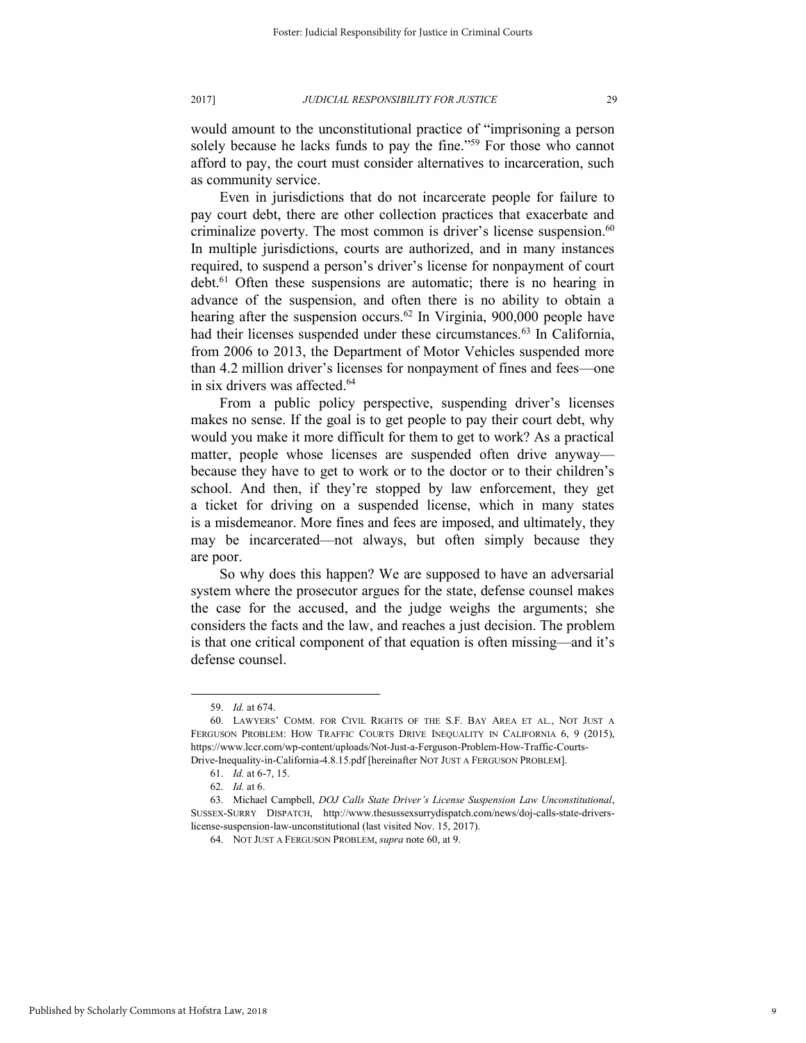would amount to the unconstitutional practice of "imprisoning a person solely because he lacks funds to pay the fine."[59] For those who cannot afford to pay, the court must consider alternatives to incarceration, such as community service.

Even in jurisdictions that do not incarcerate people for failure to pay court debt, there are other collection practices that exacerbate and criminalize poverty. The most common is driver's license suspension.[60] In multiple jurisdictions, courts are authorized, and in many instances required, to suspend a person's driver's license for nonpayment of court debt.[61] Often these suspensions are automatic; there is no hearing in advance of the suspension, and often there is no ability to obtain a hearing after the suspension occurs.[62] In Virginia, 900,000 people have had their licenses suspended under these circumstances.[63] In California, from 2006 to 2013, the Department of Motor Vehicles suspended more than 4.2 million driver's licenses for nonpayment of fines and fees—one in six drivers was affected.[64]

From a public policy perspective, suspending driver's licenses makes no sense. If the goal is to get people to pay their court debt, why would you make it more difficult for them to get to work? As a practical matter, people whose licenses are suspended often drive anyway—because they have to get to work or to the doctor or to their children's school. And then, if they're stopped by law enforcement, they get a ticket for driving on a suspended license, which in many states is a misdemeanor. More fines and fees are imposed, and ultimately, they may be incarcerated—not always, but often simply because they are poor.

So why does this happen? We are supposed to have an adversarial system where the prosecutor argues for the state, defense counsel makes the case for the accused, and the judge weighs the arguments; she considers the facts and the law, and reaches a just decision. The problem is that one critical component of that equation is often missing—and it's defense counsel.

---

59. *Id.* at 674.

60. LAWYERS' COMM. FOR CIVIL RIGHTS OF THE S.F. BAY AREA ET AL., NOT JUST A FERGUSON PROBLEM: HOW TRAFFIC COURTS DRIVE INEQUALITY IN CALIFORNIA 6, 9 (2015), https://www.lccr.com/wp-content/uploads/Not-Just-a-Ferguson-Problem-How-Traffic-Courts-Drive-Inequality-in-California-4.8.15.pdf [hereinafter NOT JUST A FERGUSON PROBLEM].

61. *Id.* at 6-7, 15.

62. *Id.* at 6.

63. Michael Campbell, *DOJ Calls State Driver's License Suspension Law Unconstitutional*, SUSSEX-SURRY DISPATCH, http://www.thesussexsurrydispatch.com/news/doj-calls-state-drivers-license-suspension-law-unconstitutional (last visited Nov. 15, 2017).

64. NOT JUST A FERGUSON PROBLEM, *supra* note 60, at 9.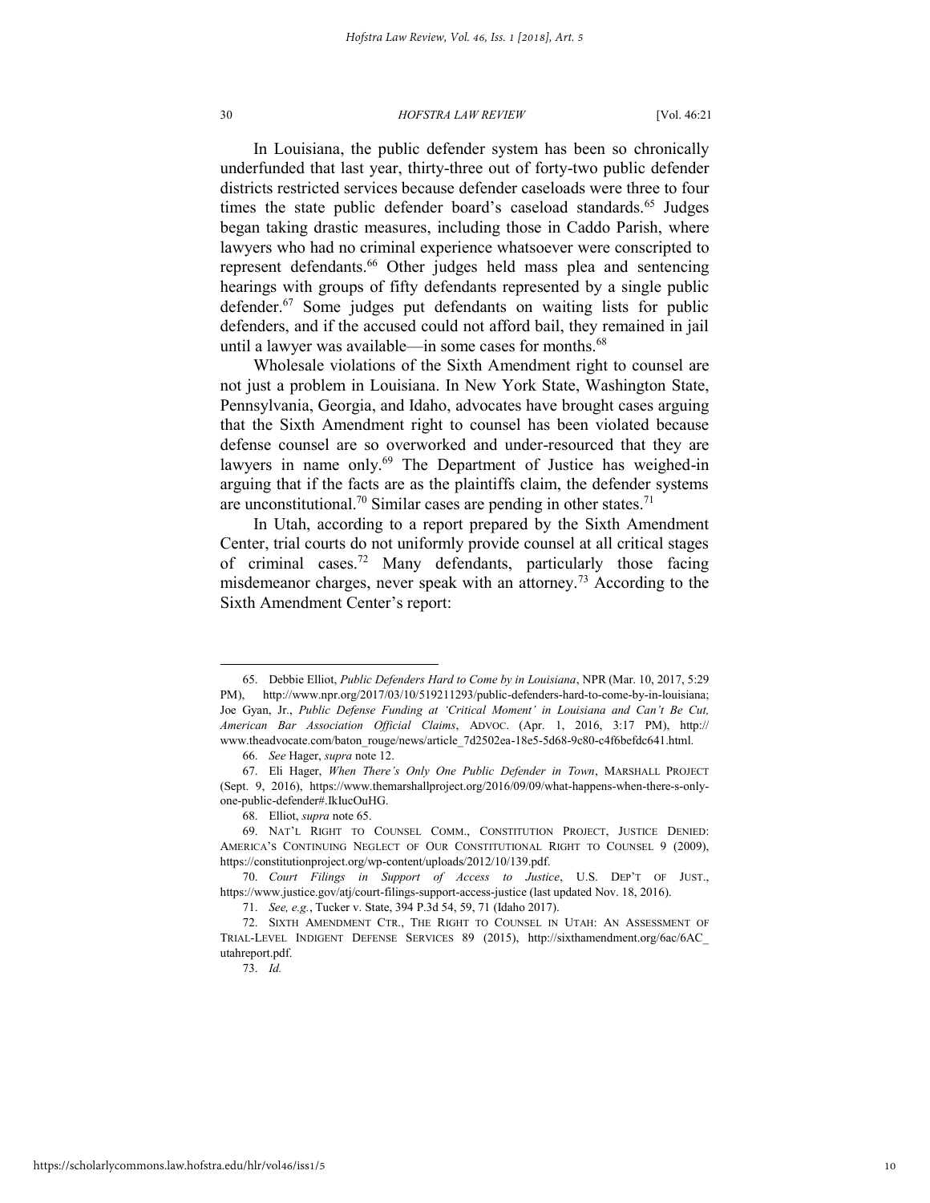In Louisiana, the public defender system has been so chronically underfunded that last year, thirty-three out of forty-two public defender districts restricted services because defender caseloads were three to four times the state public defender board's caseload standards.[65] Judges began taking drastic measures, including those in Caddo Parish, where lawyers who had no criminal experience whatsoever were conscripted to represent defendants.[66] Other judges held mass plea and sentencing hearings with groups of fifty defendants represented by a single public defender.[67] Some judges put defendants on waiting lists for public defenders, and if the accused could not afford bail, they remained in jail until a lawyer was available—in some cases for months.[68]

Wholesale violations of the Sixth Amendment right to counsel are not just a problem in Louisiana. In New York State, Washington State, Pennsylvania, Georgia, and Idaho, advocates have brought cases arguing that the Sixth Amendment right to counsel has been violated because defense counsel are so overworked and under-resourced that they are lawyers in name only.[69] The Department of Justice has weighed-in arguing that if the facts are as the plaintiffs claim, the defender systems are unconstitutional.[70] Similar cases are pending in other states.[71]

In Utah, according to a report prepared by the Sixth Amendment Center, trial courts do not uniformly provide counsel at all critical stages of criminal cases.[72] Many defendants, particularly those facing misdemeanor charges, never speak with an attorney.[73] According to the Sixth Amendment Center's report:

---

65. Debbie Elliot, *Public Defenders Hard to Come by in Louisiana*, NPR (Mar. 10, 2017, 5:29 PM), http://www.npr.org/2017/03/10/519211293/public-defenders-hard-to-come-by-in-louisiana; Joe Gyan, Jr., *Public Defense Funding at 'Critical Moment' in Louisiana and Can't Be Cut, American Bar Association Official Claims*, ADVOC. (Apr. 1, 2016, 3:17 PM), http://www.theadvocate.com/baton_rouge/news/article_7d2502ea-18e5-5d68-9c80-c4f6befdc641.html.

66. *See* Hager, *supra* note 12.

67. Eli Hager, *When There's Only One Public Defender in Town*, MARSHALL PROJECT (Sept. 9, 2016), https://www.themarshallproject.org/2016/09/09/what-happens-when-there-s-only-one-public-defender#.IkIucOuHG.

68. Elliot, *supra* note 65.

69. NAT'L RIGHT TO COUNSEL COMM., CONSTITUTION PROJECT, JUSTICE DENIED: AMERICA'S CONTINUING NEGLECT OF OUR CONSTITUTIONAL RIGHT TO COUNSEL 9 (2009), https://constitutionproject.org/wp-content/uploads/2012/10/139.pdf.

70. *Court Filings in Support of Access to Justice*, U.S. DEP'T OF JUST., https://www.justice.gov/atj/court-filings-support-access-justice (last updated Nov. 18, 2016).

71. *See, e.g.*, Tucker v. State, 394 P.3d 54, 59, 71 (Idaho 2017).

72. SIXTH AMENDMENT CTR., THE RIGHT TO COUNSEL IN UTAH: AN ASSESSMENT OF TRIAL-LEVEL INDIGENT DEFENSE SERVICES 89 (2015), http://sixthamendment.org/6ac/6AC_utahreport.pdf.

73. *Id.*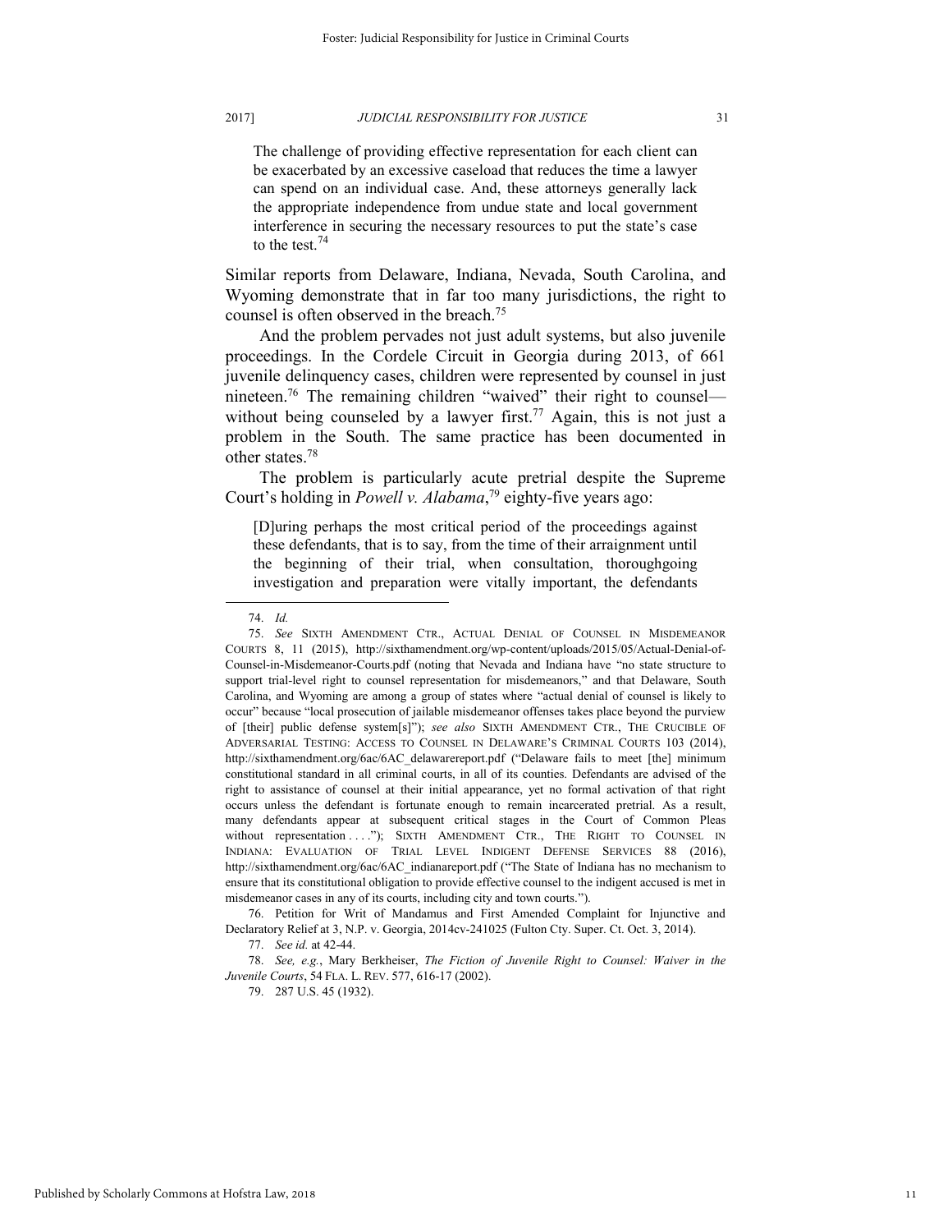> The challenge of providing effective representation for each client can be exacerbated by an excessive caseload that reduces the time a lawyer can spend on an individual case. And, these attorneys generally lack the appropriate independence from undue state and local government interference in securing the necessary resources to put the state's case to the test.[74]

Similar reports from Delaware, Indiana, Nevada, South Carolina, and Wyoming demonstrate that in far too many jurisdictions, the right to counsel is often observed in the breach.[75]

And the problem pervades not just adult systems, but also juvenile proceedings. In the Cordele Circuit in Georgia during 2013, of 661 juvenile delinquency cases, children were represented by counsel in just nineteen.[76] The remaining children "waived" their right to counsel—without being counseled by a lawyer first.[77] Again, this is not just a problem in the South. The same practice has been documented in other states.[78]

The problem is particularly acute pretrial despite the Supreme Court's holding in *Powell v. Alabama*,[79] eighty-five years ago:

> [D]uring perhaps the most critical period of the proceedings against these defendants, that is to say, from the time of their arraignment until the beginning of their trial, when consultation, thoroughgoing investigation and preparation were vitally important, the defendants

---

74. *Id.*

75. *See* SIXTH AMENDMENT CTR., ACTUAL DENIAL OF COUNSEL IN MISDEMEANOR COURTS 8, 11 (2015), http://sixthamendment.org/wp-content/uploads/2015/05/Actual-Denial-of-Counsel-in-Misdemeanor-Courts.pdf (noting that Nevada and Indiana have "no state structure to support trial-level right to counsel representation for misdemeanors," and that Delaware, South Carolina, and Wyoming are among a group of states where "actual denial of counsel is likely to occur" because "local prosecution of jailable misdemeanor offenses takes place beyond the purview of [their] public defense system[s]"); *see also* SIXTH AMENDMENT CTR., THE CRUCIBLE OF ADVERSARIAL TESTING: ACCESS TO COUNSEL IN DELAWARE'S CRIMINAL COURTS 103 (2014), http://sixthamendment.org/6ac/6AC_delawarereport.pdf ("Delaware fails to meet [the] minimum constitutional standard in all criminal courts, in all of its counties. Defendants are advised of the right to assistance of counsel at their initial appearance, yet no formal activation of that right occurs unless the defendant is fortunate enough to remain incarcerated pretrial. As a result, many defendants appear at subsequent critical stages in the Court of Common Pleas without representation . . . ."); SIXTH AMENDMENT CTR., THE RIGHT TO COUNSEL IN INDIANA: EVALUATION OF TRIAL LEVEL INDIGENT DEFENSE SERVICES 88 (2016), http://sixthamendment.org/6ac/6AC_indianareport.pdf ("The State of Indiana has no mechanism to ensure that its constitutional obligation to provide effective counsel to the indigent accused is met in misdemeanor cases in any of its courts, including city and town courts.").

76. Petition for Writ of Mandamus and First Amended Complaint for Injunctive and Declaratory Relief at 3, N.P. v. Georgia, 2014cv-241025 (Fulton Cty. Super. Ct. Oct. 3, 2014).

77. *See id.* at 42-44.

78. *See, e.g.*, Mary Berkheiser, *The Fiction of Juvenile Right to Counsel: Waiver in the Juvenile Courts*, 54 FLA. L. REV. 577, 616-17 (2002).

79. 287 U.S. 45 (1932).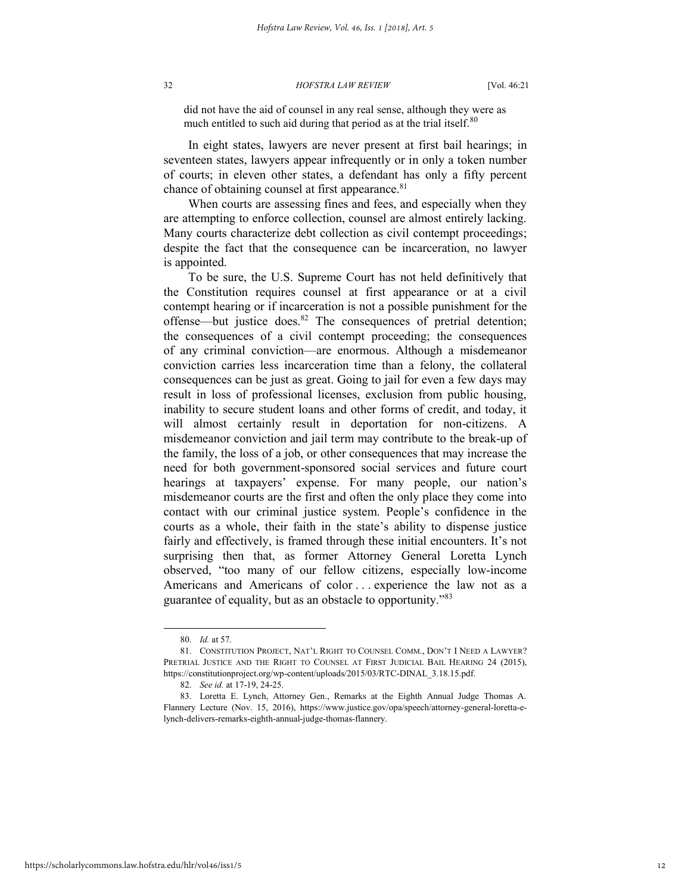did not have the aid of counsel in any real sense, although they were as much entitled to such aid during that period as at the trial itself.[80]

In eight states, lawyers are never present at first bail hearings; in seventeen states, lawyers appear infrequently or in only a token number of courts; in eleven other states, a defendant has only a fifty percent chance of obtaining counsel at first appearance.[81]

When courts are assessing fines and fees, and especially when they are attempting to enforce collection, counsel are almost entirely lacking. Many courts characterize debt collection as civil contempt proceedings; despite the fact that the consequence can be incarceration, no lawyer is appointed.

To be sure, the U.S. Supreme Court has not held definitively that the Constitution requires counsel at first appearance or at a civil contempt hearing or if incarceration is not a possible punishment for the offense—but justice does.[82] The consequences of pretrial detention; the consequences of a civil contempt proceeding; the consequences of any criminal conviction—are enormous. Although a misdemeanor conviction carries less incarceration time than a felony, the collateral consequences can be just as great. Going to jail for even a few days may result in loss of professional licenses, exclusion from public housing, inability to secure student loans and other forms of credit, and today, it will almost certainly result in deportation for non-citizens. A misdemeanor conviction and jail term may contribute to the break-up of the family, the loss of a job, or other consequences that may increase the need for both government-sponsored social services and future court hearings at taxpayers' expense. For many people, our nation's misdemeanor courts are the first and often the only place they come into contact with our criminal justice system. People's confidence in the courts as a whole, their faith in the state's ability to dispense justice fairly and effectively, is framed through these initial encounters. It's not surprising then that, as former Attorney General Loretta Lynch observed, "too many of our fellow citizens, especially low-income Americans and Americans of color . . . experience the law not as a guarantee of equality, but as an obstacle to opportunity."[83]

---

80. *Id.* at 57.

81. CONSTITUTION PROJECT, NAT'L RIGHT TO COUNSEL COMM., DON'T I NEED A LAWYER? PRETRIAL JUSTICE AND THE RIGHT TO COUNSEL AT FIRST JUDICIAL BAIL HEARING 24 (2015), https://constitutionproject.org/wp-content/uploads/2015/03/RTC-DINAL_3.18.15.pdf.

82. *See id.* at 17-19, 24-25.

83. Loretta E. Lynch, Attorney Gen., Remarks at the Eighth Annual Judge Thomas A. Flannery Lecture (Nov. 15, 2016), https://www.justice.gov/opa/speech/attorney-general-loretta-e-lynch-delivers-remarks-eighth-annual-judge-thomas-flannery.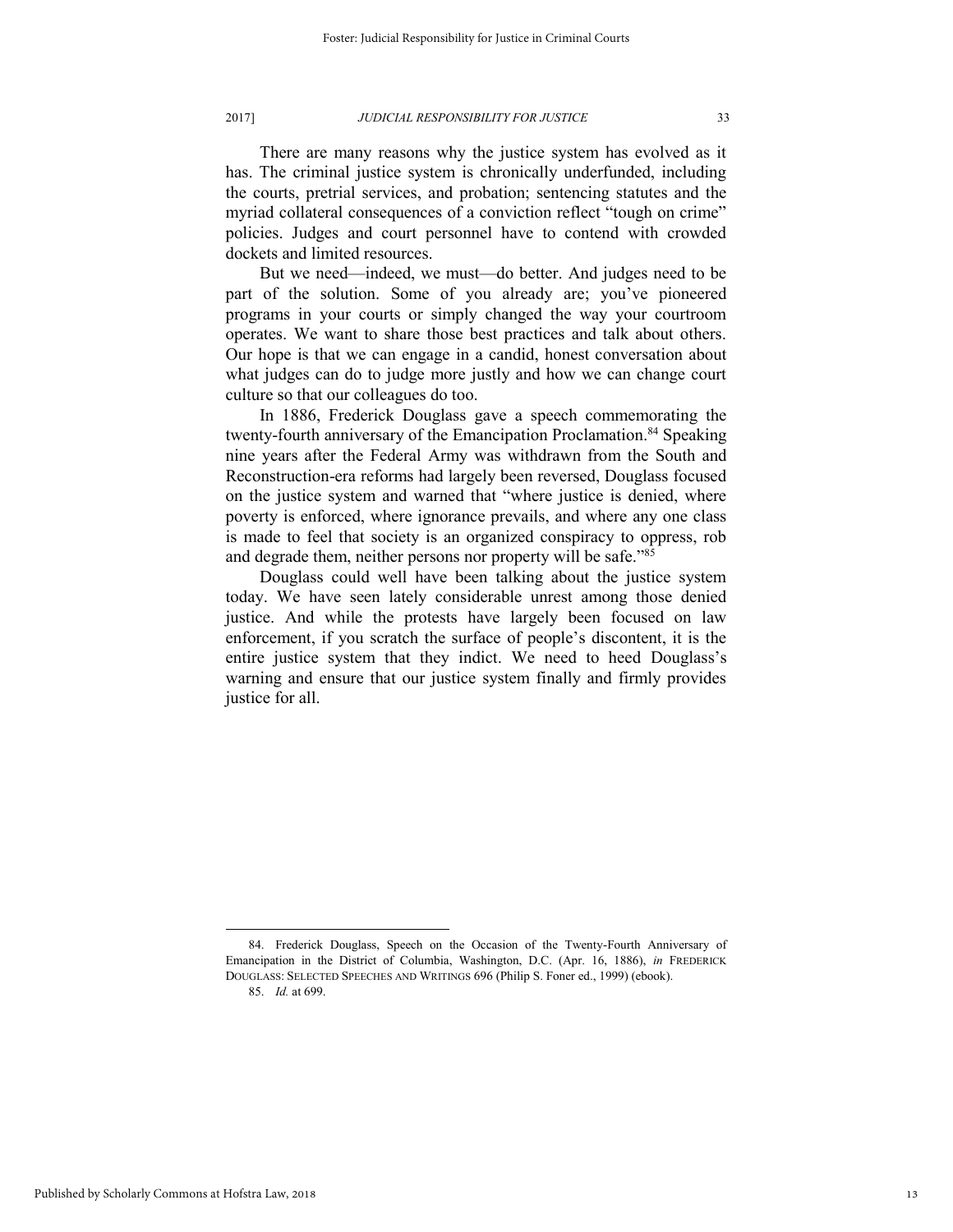There are many reasons why the justice system has evolved as it has. The criminal justice system is chronically underfunded, including the courts, pretrial services, and probation; sentencing statutes and the myriad collateral consequences of a conviction reflect "tough on crime" policies. Judges and court personnel have to contend with crowded dockets and limited resources.

But we need—indeed, we must—do better. And judges need to be part of the solution. Some of you already are; you've pioneered programs in your courts or simply changed the way your courtroom operates. We want to share those best practices and talk about others. Our hope is that we can engage in a candid, honest conversation about what judges can do to judge more justly and how we can change court culture so that our colleagues do too.

In 1886, Frederick Douglass gave a speech commemorating the twenty-fourth anniversary of the Emancipation Proclamation.[84] Speaking nine years after the Federal Army was withdrawn from the South and Reconstruction-era reforms had largely been reversed, Douglass focused on the justice system and warned that "where justice is denied, where poverty is enforced, where ignorance prevails, and where any one class is made to feel that society is an organized conspiracy to oppress, rob and degrade them, neither persons nor property will be safe."[85]

Douglass could well have been talking about the justice system today. We have seen lately considerable unrest among those denied justice. And while the protests have largely been focused on law enforcement, if you scratch the surface of people's discontent, it is the entire justice system that they indict. We need to heed Douglass's warning and ensure that our justice system finally and firmly provides justice for all.

---

84. Frederick Douglass, Speech on the Occasion of the Twenty-Fourth Anniversary of Emancipation in the District of Columbia, Washington, D.C. (Apr. 16, 1886), *in* FREDERICK DOUGLASS: SELECTED SPEECHES AND WRITINGS 696 (Philip S. Foner ed., 1999) (ebook).

85. *Id.* at 699.